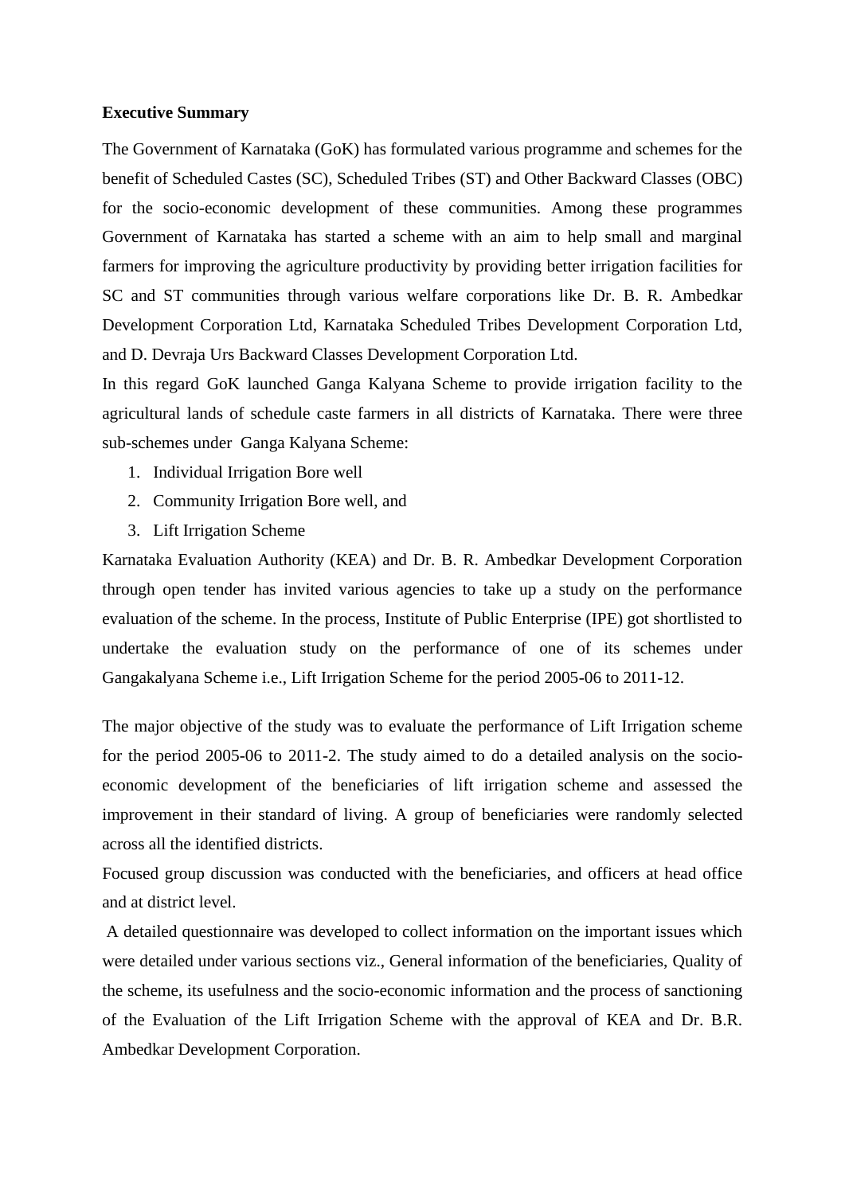**Executive Summary**

The Government of Karnataka (GoK) has formulated various programme and schemes for the benefit of Scheduled Castes (SC), Scheduled Tribes (ST) and Other Backward Classes (OBC) for the socio-economic development of these communities. Among these programmes Government of Karnataka has started a scheme with an aim to help small and marginal farmers for improving the agriculture productivity by providing better irrigation facilities for SC and ST communities through various welfare corporations like Dr. B. R. Ambedkar Development Corporation Ltd, Karnataka Scheduled Tribes Development Corporation Ltd, and D. Devraja Urs Backward Classes Development Corporation Ltd.

In this regard GoK launched Ganga Kalyana Scheme to provide irrigation facility to the agricultural lands of schedule caste farmers in all districts of Karnataka. There were three sub-schemes under Ganga Kalyana Scheme:

1. Individual Irrigation Bore well
2. Community Irrigation Bore well, and
3. Lift Irrigation Scheme

Karnataka Evaluation Authority (KEA) and Dr. B. R. Ambedkar Development Corporation through open tender has invited various agencies to take up a study on the performance evaluation of the scheme. In the process, Institute of Public Enterprise (IPE) got shortlisted to undertake the evaluation study on the performance of one of its schemes under Gangakalyana Scheme i.e., Lift Irrigation Scheme for the period 2005-06 to 2011-12.

The major objective of the study was to evaluate the performance of Lift Irrigation scheme for the period 2005-06 to 2011-2. The study aimed to do a detailed analysis on the socio-economic development of the beneficiaries of lift irrigation scheme and assessed the improvement in their standard of living. A group of beneficiaries were randomly selected across all the identified districts.

Focused group discussion was conducted with the beneficiaries, and officers at head office and at district level.

A detailed questionnaire was developed to collect information on the important issues which were detailed under various sections viz., General information of the beneficiaries, Quality of the scheme, its usefulness and the socio-economic information and the process of sanctioning of the Evaluation of the Lift Irrigation Scheme with the approval of KEA and Dr. B.R. Ambedkar Development Corporation.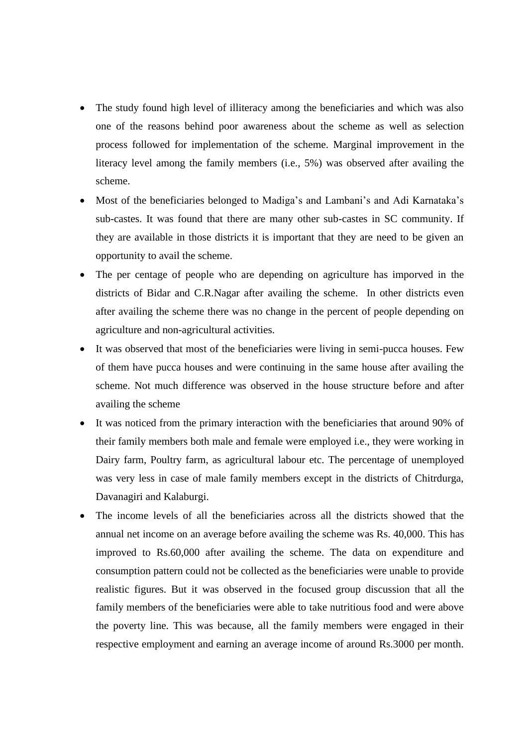- The study found high level of illiteracy among the beneficiaries and which was also one of the reasons behind poor awareness about the scheme as well as selection process followed for implementation of the scheme. Marginal improvement in the literacy level among the family members (i.e., 5%) was observed after availing the scheme.
- Most of the beneficiaries belonged to Madiga's and Lambani's and Adi Karnataka's sub-castes. It was found that there are many other sub-castes in SC community. If they are available in those districts it is important that they are need to be given an opportunity to avail the scheme.
- The per centage of people who are depending on agriculture has imporved in the districts of Bidar and C.R.Nagar after availing the scheme. In other districts even after availing the scheme there was no change in the percent of people depending on agriculture and non-agricultural activities.
- It was observed that most of the beneficiaries were living in semi-pucca houses. Few of them have pucca houses and were continuing in the same house after availing the scheme. Not much difference was observed in the house structure before and after availing the scheme
- It was noticed from the primary interaction with the beneficiaries that around 90% of their family members both male and female were employed i.e., they were working in Dairy farm, Poultry farm, as agricultural labour etc. The percentage of unemployed was very less in case of male family members except in the districts of Chitrdurga, Davanagiri and Kalaburgi.
- The income levels of all the beneficiaries across all the districts showed that the annual net income on an average before availing the scheme was Rs. 40,000. This has improved to Rs.60,000 after availing the scheme. The data on expenditure and consumption pattern could not be collected as the beneficiaries were unable to provide realistic figures. But it was observed in the focused group discussion that all the family members of the beneficiaries were able to take nutritious food and were above the poverty line. This was because, all the family members were engaged in their respective employment and earning an average income of around Rs.3000 per month.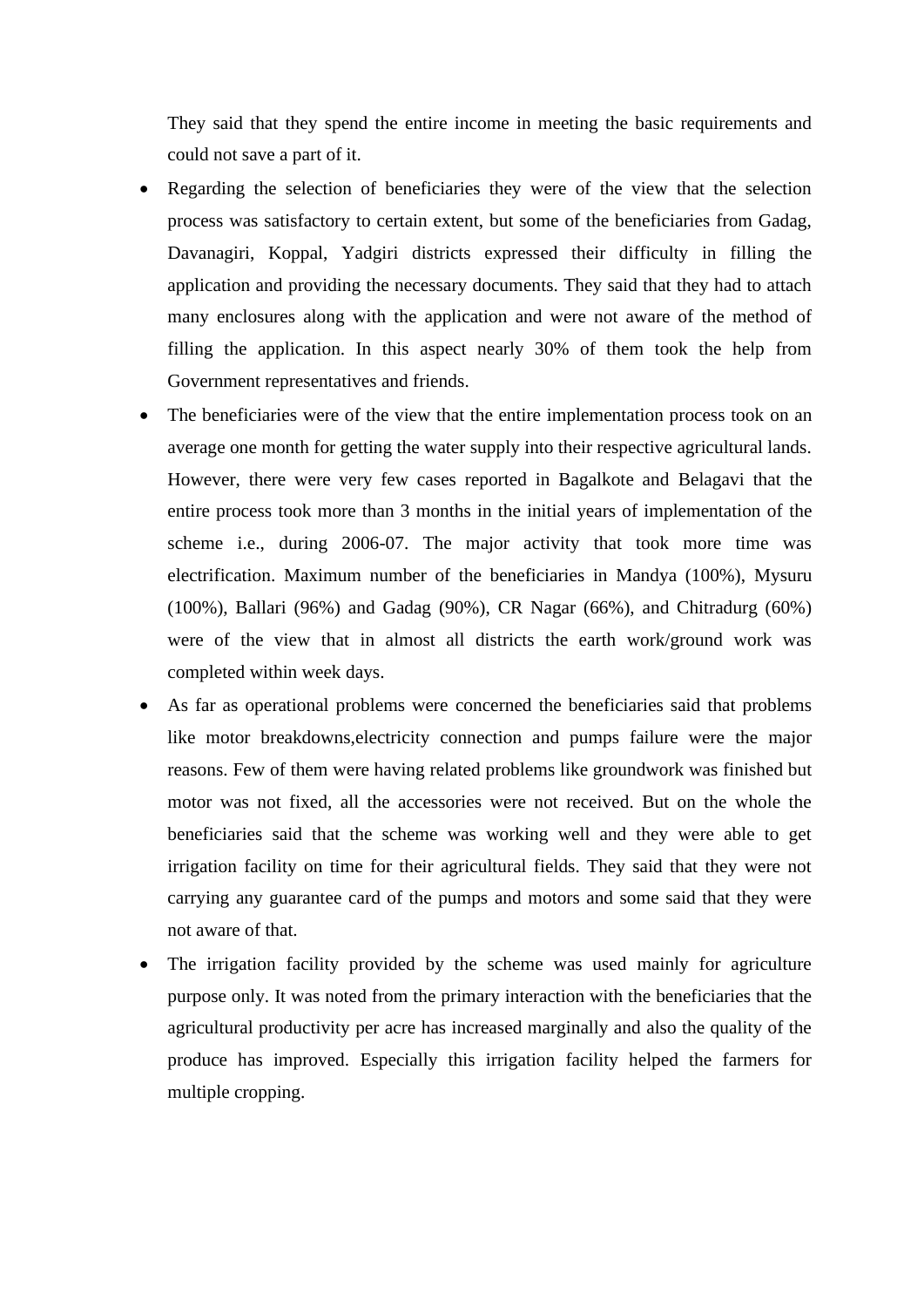They said that they spend the entire income in meeting the basic requirements and could not save a part of it.

- Regarding the selection of beneficiaries they were of the view that the selection process was satisfactory to certain extent, but some of the beneficiaries from Gadag, Davanagiri, Koppal, Yadgiri districts expressed their difficulty in filling the application and providing the necessary documents. They said that they had to attach many enclosures along with the application and were not aware of the method of filling the application. In this aspect nearly 30% of them took the help from Government representatives and friends.
- The beneficiaries were of the view that the entire implementation process took on an average one month for getting the water supply into their respective agricultural lands. However, there were very few cases reported in Bagalkote and Belagavi that the entire process took more than 3 months in the initial years of implementation of the scheme i.e., during 2006-07. The major activity that took more time was electrification. Maximum number of the beneficiaries in Mandya (100%), Mysuru (100%), Ballari (96%) and Gadag (90%), CR Nagar (66%), and Chitradurg (60%) were of the view that in almost all districts the earth work/ground work was completed within week days.
- As far as operational problems were concerned the beneficiaries said that problems like motor breakdowns,electricity connection and pumps failure were the major reasons. Few of them were having related problems like groundwork was finished but motor was not fixed, all the accessories were not received. But on the whole the beneficiaries said that the scheme was working well and they were able to get irrigation facility on time for their agricultural fields. They said that they were not carrying any guarantee card of the pumps and motors and some said that they were not aware of that.
- The irrigation facility provided by the scheme was used mainly for agriculture purpose only. It was noted from the primary interaction with the beneficiaries that the agricultural productivity per acre has increased marginally and also the quality of the produce has improved. Especially this irrigation facility helped the farmers for multiple cropping.